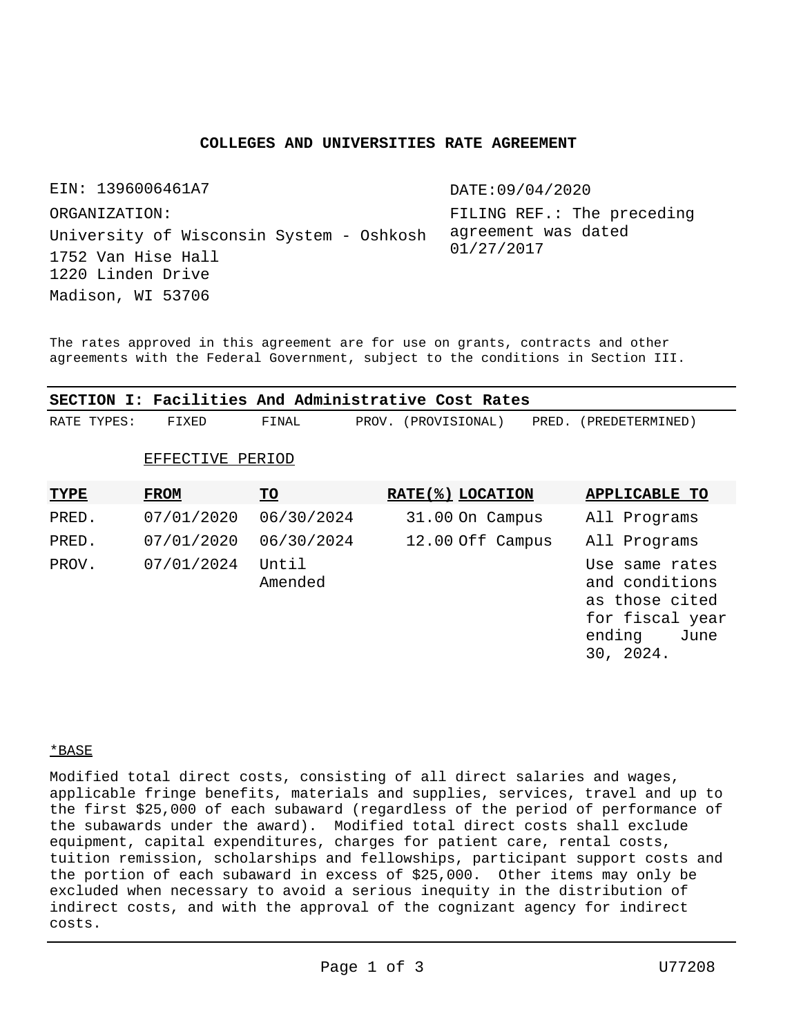# COLLEGES AND UNIVERSITIES RATE AGREEMENT

EIN: 1396006461A7

ORGANIZATION:
University of Wisconsin System - Oshkosh
1752 Van Hise Hall
1220 Linden Drive
Madison, WI 53706

DATE:09/04/2020

FILING REF.: The preceding agreement was dated 01/27/2017

The rates approved in this agreement are for use on grants, contracts and other agreements with the Federal Government, subject to the conditions in Section III.

## SECTION I: Facilities And Administrative Cost Rates

RATE TYPES: FIXED FINAL PROV. (PROVISIONAL) PRED. (PREDETERMINED)

EFFECTIVE PERIOD

| TYPE | FROM | TO | RATE(%) | LOCATION | APPLICABLE TO |
|---|---|---|---|---|---|
| PRED. | 07/01/2020 | 06/30/2024 | 31.00 | On Campus | All Programs |
| PRED. | 07/01/2020 | 06/30/2024 | 12.00 | Off Campus | All Programs |
| PROV. | 07/01/2024 | Until Amended | | | Use same rates and conditions as those cited for fiscal year ending June 30, 2024. |

*BASE

Modified total direct costs, consisting of all direct salaries and wages, applicable fringe benefits, materials and supplies, services, travel and up to the first $25,000 of each subaward (regardless of the period of performance of the subawards under the award). Modified total direct costs shall exclude equipment, capital expenditures, charges for patient care, rental costs, tuition remission, scholarships and fellowships, participant support costs and the portion of each subaward in excess of $25,000. Other items may only be excluded when necessary to avoid a serious inequity in the distribution of indirect costs, and with the approval of the cognizant agency for indirect costs.

U77208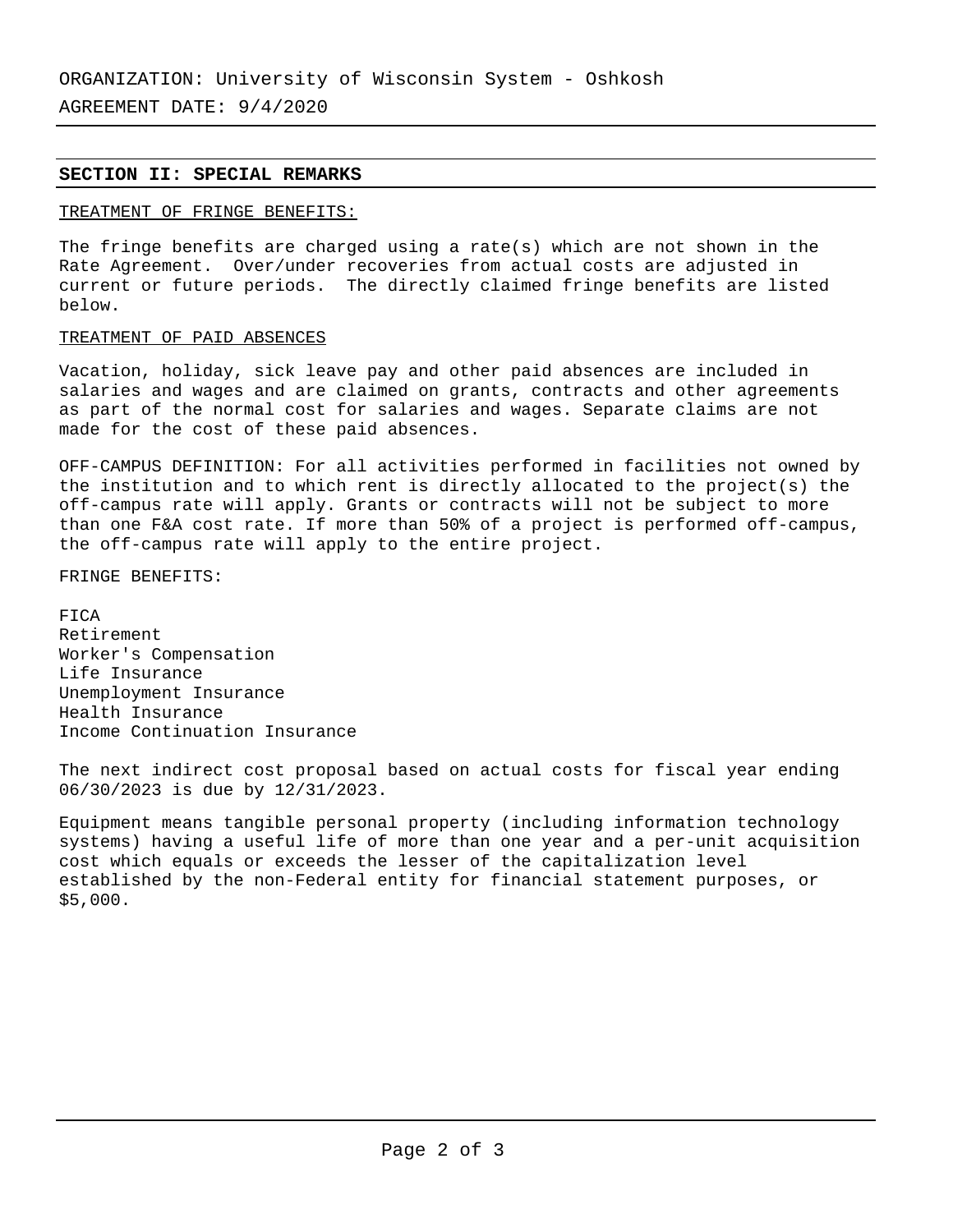ORGANIZATION: University of Wisconsin System - Oshkosh

AGREEMENT DATE: 9/4/2020

## SECTION II: SPECIAL REMARKS

TREATMENT OF FRINGE BENEFITS:

The fringe benefits are charged using a rate(s) which are not shown in the Rate Agreement. Over/under recoveries from actual costs are adjusted in current or future periods. The directly claimed fringe benefits are listed below.

TREATMENT OF PAID ABSENCES

Vacation, holiday, sick leave pay and other paid absences are included in salaries and wages and are claimed on grants, contracts and other agreements as part of the normal cost for salaries and wages. Separate claims are not made for the cost of these paid absences.

OFF-CAMPUS DEFINITION: For all activities performed in facilities not owned by the institution and to which rent is directly allocated to the project(s) the off-campus rate will apply. Grants or contracts will not be subject to more than one F&A cost rate. If more than 50% of a project is performed off-campus, the off-campus rate will apply to the entire project.

FRINGE BENEFITS:

FICA
Retirement
Worker's Compensation
Life Insurance
Unemployment Insurance
Health Insurance
Income Continuation Insurance

The next indirect cost proposal based on actual costs for fiscal year ending 06/30/2023 is due by 12/31/2023.

Equipment means tangible personal property (including information technology systems) having a useful life of more than one year and a per-unit acquisition cost which equals or exceeds the lesser of the capitalization level established by the non-Federal entity for financial statement purposes, or $5,000.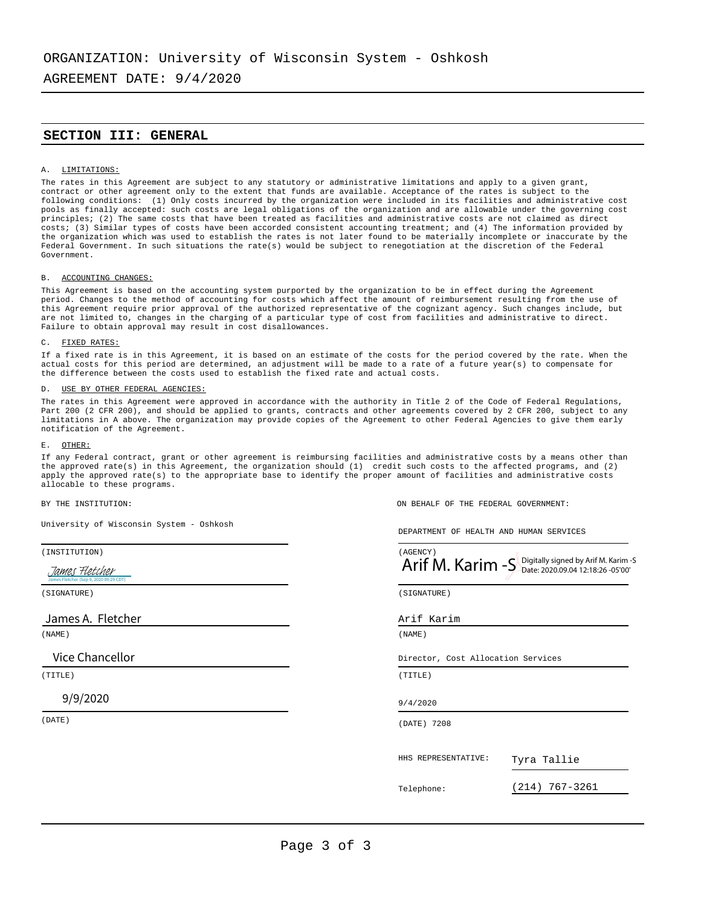ORGANIZATION: University of Wisconsin System - Oshkosh

AGREEMENT DATE: 9/4/2020

## SECTION III: GENERAL

A. LIMITATIONS:

The rates in this Agreement are subject to any statutory or administrative limitations and apply to a given grant, contract or other agreement only to the extent that funds are available. Acceptance of the rates is subject to the following conditions: (1) Only costs incurred by the organization were included in its facilities and administrative cost pools as finally accepted: such costs are legal obligations of the organization and are allowable under the governing cost principles; (2) The same costs that have been treated as facilities and administrative costs are not claimed as direct costs; (3) Similar types of costs have been accorded consistent accounting treatment; and (4) The information provided by the organization which was used to establish the rates is not later found to be materially incomplete or inaccurate by the Federal Government. In such situations the rate(s) would be subject to renegotiation at the discretion of the Federal Government.

B. ACCOUNTING CHANGES:

This Agreement is based on the accounting system purported by the organization to be in effect during the Agreement period. Changes to the method of accounting for costs which affect the amount of reimbursement resulting from the use of this Agreement require prior approval of the authorized representative of the cognizant agency. Such changes include, but are not limited to, changes in the charging of a particular type of cost from facilities and administrative to direct. Failure to obtain approval may result in cost disallowances.

C. FIXED RATES:

If a fixed rate is in this Agreement, it is based on an estimate of the costs for the period covered by the rate. When the actual costs for this period are determined, an adjustment will be made to a rate of a future year(s) to compensate for the difference between the costs used to establish the fixed rate and actual costs.

D. USE BY OTHER FEDERAL AGENCIES:

The rates in this Agreement were approved in accordance with the authority in Title 2 of the Code of Federal Regulations, Part 200 (2 CFR 200), and should be applied to grants, contracts and other agreements covered by 2 CFR 200, subject to any limitations in A above. The organization may provide copies of the Agreement to other Federal Agencies to give them early notification of the Agreement.

E. OTHER:

If any Federal contract, grant or other agreement is reimbursing facilities and administrative costs by a means other than the approved rate(s) in this Agreement, the organization should (1) credit such costs to the affected programs, and (2) apply the approved rate(s) to the appropriate base to identify the proper amount of facilities and administrative costs allocable to these programs.

BY THE INSTITUTION:

University of Wisconsin System - Oshkosh

(INSTITUTION)

James Fletcher
James Fletcher (Sep 9, 2020 09:29 CDT)

(SIGNATURE)

James A. Fletcher

(NAME)

Vice Chancellor

(TITLE)

9/9/2020

(DATE)

ON BEHALF OF THE FEDERAL GOVERNMENT:

DEPARTMENT OF HEALTH AND HUMAN SERVICES

(AGENCY)

Arif M. Karim -S Digitally signed by Arif M. Karim -S Date: 2020.09.04 12:18:26 -05'00'

(SIGNATURE)

Arif Karim

(NAME)

Director, Cost Allocation Services

(TITLE)

9/4/2020

(DATE) 7208

HHS REPRESENTATIVE: Tyra Tallie

Telephone: (214) 767-3261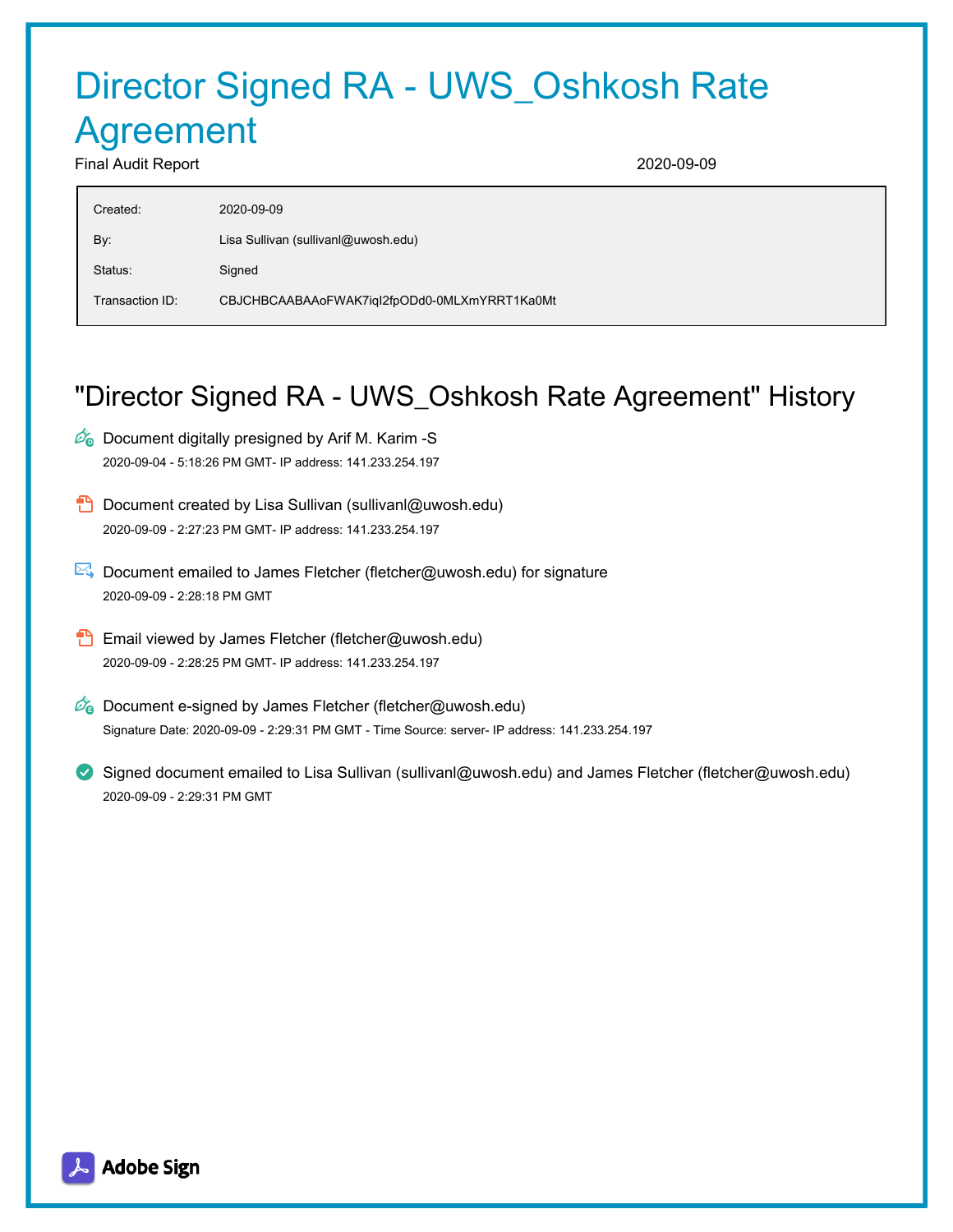# Director Signed RA - UWS_Oshkosh Rate Agreement

Final Audit Report 2020-09-09

| | |
|---|---|
| Created: | 2020-09-09 |
| By: | Lisa Sullivan (sullivanl@uwosh.edu) |
| Status: | Signed |
| Transaction ID: | CBJCHBCAABAAoFWAK7iqI2fpODd0-0MLXmYRRT1Ka0Mt |

## "Director Signed RA - UWS_Oshkosh Rate Agreement" History

- Document digitally presigned by Arif M. Karim -S
  2020-09-04 - 5:18:26 PM GMT- IP address: 141.233.254.197

- Document created by Lisa Sullivan (sullivanl@uwosh.edu)
  2020-09-09 - 2:27:23 PM GMT- IP address: 141.233.254.197

- Document emailed to James Fletcher (fletcher@uwosh.edu) for signature
  2020-09-09 - 2:28:18 PM GMT

- Email viewed by James Fletcher (fletcher@uwosh.edu)
  2020-09-09 - 2:28:25 PM GMT- IP address: 141.233.254.197

- Document e-signed by James Fletcher (fletcher@uwosh.edu)
  Signature Date: 2020-09-09 - 2:29:31 PM GMT - Time Source: server- IP address: 141.233.254.197

- Signed document emailed to Lisa Sullivan (sullivanl@uwosh.edu) and James Fletcher (fletcher@uwosh.edu)
  2020-09-09 - 2:29:31 PM GMT

Adobe Sign